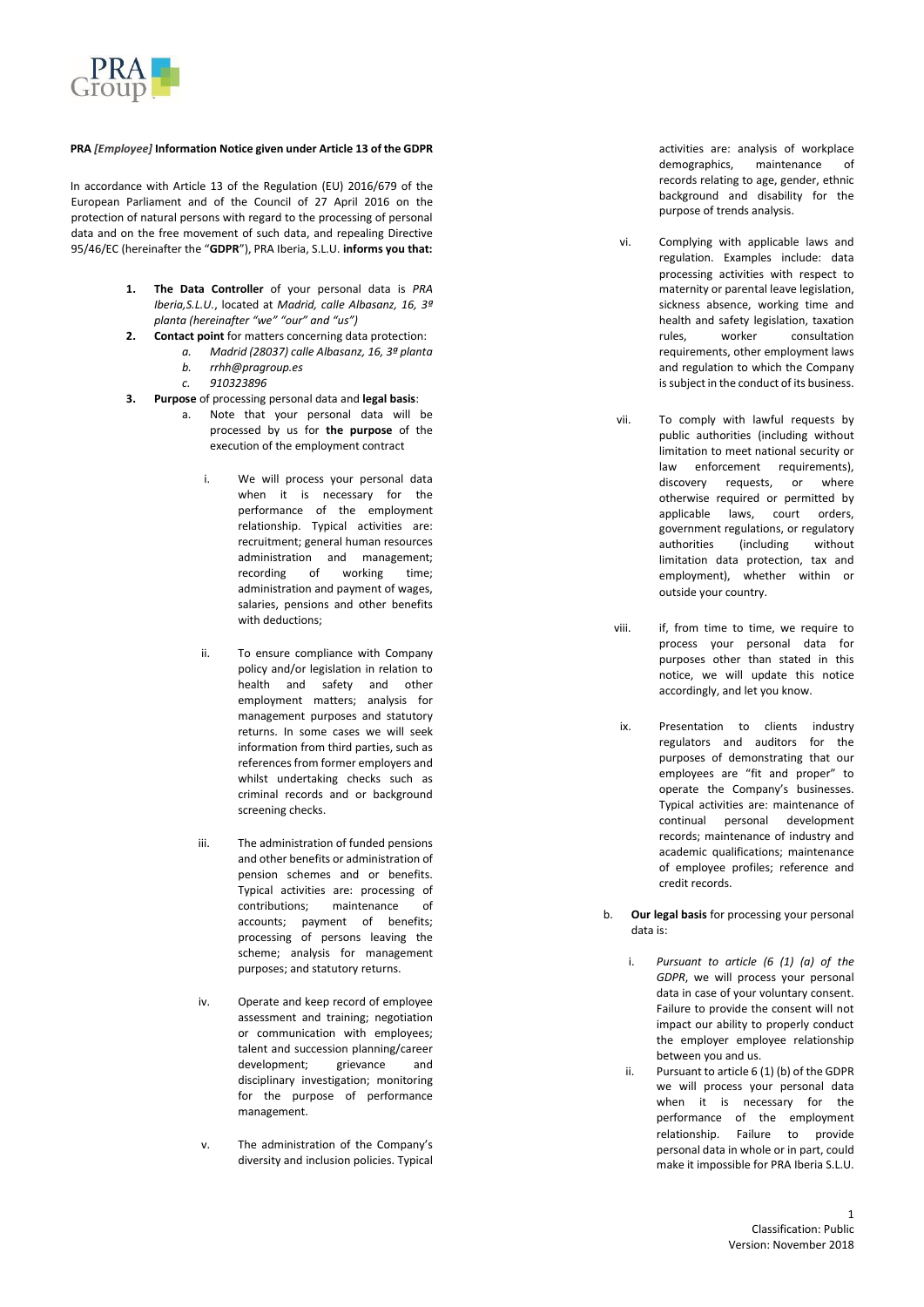**PRA *[Employee]* Information Notice given under Article 13 of the GDPR**

In accordance with Article 13 of the Regulation (EU) 2016/679 of the European Parliament and of the Council of 27 April 2016 on the protection of natural persons with regard to the processing of personal data and on the free movement of such data, and repealing Directive 95/46/EC (hereinafter the "**GDPR**"), PRA Iberia, S.L.U. **informs you that:**

1. **The Data Controller** of your personal data is *PRA Iberia,S.L.U.*, located at *Madrid, calle Albasanz, 16, 3ª planta (hereinafter "we" "our" and "us")*
2. **Contact point** for matters concerning data protection:
   a. *Madrid (28037) calle Albasanz, 16, 3ª planta*
   b. *rrhh@pragroup.es*
   c. *910323896*
3. **Purpose** of processing personal data and **legal basis**:
   a. Note that your personal data will be processed by us for **the purpose** of the execution of the employment contract
      i. We will process your personal data when it is necessary for the performance of the employment relationship. Typical activities are: recruitment; general human resources administration and management; recording of working time; administration and payment of wages, salaries, pensions and other benefits with deductions;
      ii. To ensure compliance with Company policy and/or legislation in relation to health and safety and other employment matters; analysis for management purposes and statutory returns. In some cases we will seek information from third parties, such as references from former employers and whilst undertaking checks such as criminal records and or background screening checks.
      iii. The administration of funded pensions and other benefits or administration of pension schemes and or benefits. Typical activities are: processing of contributions; maintenance of accounts; payment of benefits; processing of persons leaving the scheme; analysis for management purposes; and statutory returns.
      iv. Operate and keep record of employee assessment and training; negotiation or communication with employees; talent and succession planning/career development; grievance and disciplinary investigation; monitoring for the purpose of performance management.
      v. The administration of the Company's diversity and inclusion policies. Typical activities are: analysis of workplace demographics, maintenance of records relating to age, gender, ethnic background and disability for the purpose of trends analysis.
      vi. Complying with applicable laws and regulation. Examples include: data processing activities with respect to maternity or parental leave legislation, sickness absence, working time and health and safety legislation, taxation rules, worker consultation requirements, other employment laws and regulation to which the Company is subject in the conduct of its business.
      vii. To comply with lawful requests by public authorities (including without limitation to meet national security or law enforcement requirements), discovery requests, or where otherwise required or permitted by applicable laws, court orders, government regulations, or regulatory authorities (including without limitation data protection, tax and employment), whether within or outside your country.
      viii. if, from time to time, we require to process your personal data for purposes other than stated in this notice, we will update this notice accordingly, and let you know.
      ix. Presentation to clients industry regulators and auditors for the purposes of demonstrating that our employees are "fit and proper" to operate the Company's businesses. Typical activities are: maintenance of continual personal development records; maintenance of industry and academic qualifications; maintenance of employee profiles; reference and credit records.
   b. **Our legal basis** for processing your personal data is:
      i. *Pursuant to article (6 (1) (a) of the GDPR*, we will process your personal data in case of your voluntary consent. Failure to provide the consent will not impact our ability to properly conduct the employer employee relationship between you and us.
      ii. Pursuant to article 6 (1) (b) of the GDPR we will process your personal data when it is necessary for the performance of the employment relationship. Failure to provide personal data in whole or in part, could make it impossible for PRA Iberia S.L.U.

Classification: Public
Version: November 2018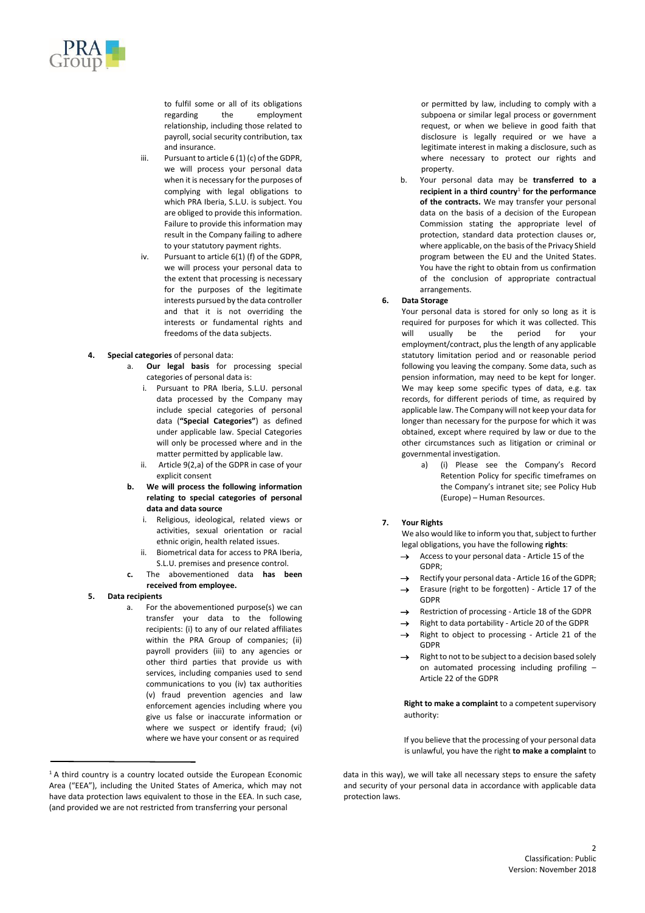to fulfil some or all of its obligations regarding the employment relationship, including those related to payroll, social security contribution, tax and insurance.

iii. Pursuant to article 6 (1) (c) of the GDPR, we will process your personal data when it is necessary for the purposes of complying with legal obligations to which PRA Iberia, S.L.U. is subject. You are obliged to provide this information. Failure to provide this information may result in the Company failing to adhere to your statutory payment rights.

iv. Pursuant to article 6(1) (f) of the GDPR, we will process your personal data to the extent that processing is necessary for the purposes of the legitimate interests pursued by the data controller and that it is not overriding the interests or fundamental rights and freedoms of the data subjects.

**4. Special categories** of personal data:

a. **Our legal basis** for processing special categories of personal data is:

i. Pursuant to PRA Iberia, S.L.U. personal data processed by the Company may include special categories of personal data (**"Special Categories"**) as defined under applicable law. Special Categories will only be processed where and in the matter permitted by applicable law.

ii. Article 9(2,a) of the GDPR in case of your explicit consent

**b. We will process the following information relating to special categories of personal data and data source**

i. Religious, ideological, related views or activities, sexual orientation or racial ethnic origin, health related issues.

ii. Biometrical data for access to PRA Iberia, S.L.U. premises and presence control.

c. The abovementioned data **has been received from employee.**

**5. Data recipients**

a. For the abovementioned purpose(s) we can transfer your data to the following recipients: (i) to any of our related affiliates within the PRA Group of companies; (ii) payroll providers (iii) to any agencies or other third parties that provide us with services, including companies used to send communications to you (iv) tax authorities (v) fraud prevention agencies and law enforcement agencies including where you give us false or inaccurate information or where we suspect or identify fraud; (vi) where we have your consent or as required or permitted by law, including to comply with a subpoena or similar legal process or government request, or when we believe in good faith that disclosure is legally required or we have a legitimate interest in making a disclosure, such as where necessary to protect our rights and property.

b. Your personal data may be **transferred to a recipient in a third country**[1] **for the performance of the contracts.** We may transfer your personal data on the basis of a decision of the European Commission stating the appropriate level of protection, standard data protection clauses or, where applicable, on the basis of the Privacy Shield program between the EU and the United States. You have the right to obtain from us confirmation of the conclusion of appropriate contractual arrangements.

**6. Data Storage**

Your personal data is stored for only so long as it is required for purposes for which it was collected. This will usually be the period for your employment/contract, plus the length of any applicable statutory limitation period and or reasonable period following you leaving the company. Some data, such as pension information, may need to be kept for longer. We may keep some specific types of data, e.g. tax records, for different periods of time, as required by applicable law. The Company will not keep your data for longer than necessary for the purpose for which it was obtained, except where required by law or due to the other circumstances such as litigation or criminal or governmental investigation.

a) (i) Please see the Company's Record Retention Policy for specific timeframes on the Company's intranet site; see Policy Hub (Europe) – Human Resources.

**7. Your Rights**

We also would like to inform you that, subject to further legal obligations, you have the following **rights**:

- → Access to your personal data - Article 15 of the GDPR;
- → Rectify your personal data - Article 16 of the GDPR;
- → Erasure (right to be forgotten) - Article 17 of the GDPR
- → Restriction of processing - Article 18 of the GDPR
- → Right to data portability - Article 20 of the GDPR
- → Right to object to processing - Article 21 of the GDPR
- → Right to not to be subject to a decision based solely on automated processing including profiling – Article 22 of the GDPR

**Right to make a complaint** to a competent supervisory authority:

If you believe that the processing of your personal data is unlawful, you have the right **to make a complaint** to

[1] A third country is a country located outside the European Economic Area ("EEA"), including the United States of America, which may not have data protection laws equivalent to those in the EEA. In such case, (and provided we are not restricted from transferring your personal data in this way), we will take all necessary steps to ensure the safety and security of your personal data in accordance with applicable data protection laws.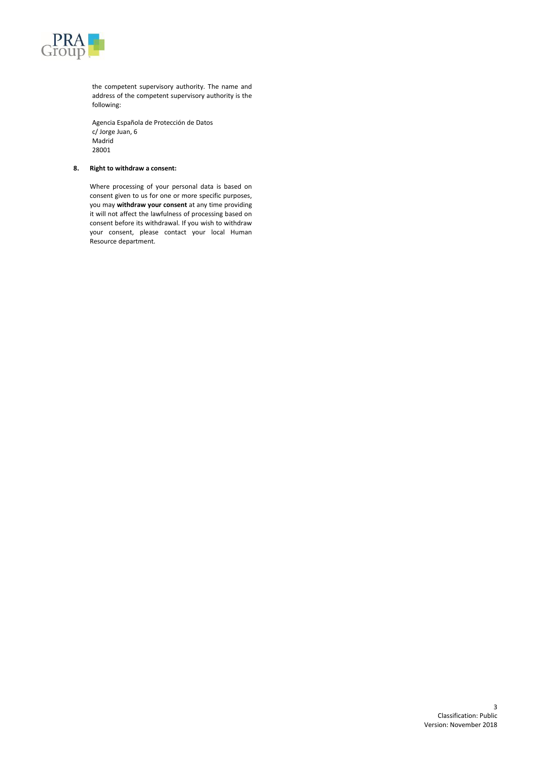the competent supervisory authority. The name and address of the competent supervisory authority is the following:

Agencia Española de Protección de Datos
c/ Jorge Juan, 6
Madrid
28001

**8. Right to withdraw a consent:**

Where processing of your personal data is based on consent given to us for one or more specific purposes, you may **withdraw your consent** at any time providing it will not affect the lawfulness of processing based on consent before its withdrawal. If you wish to withdraw your consent, please contact your local Human Resource department.

Classification: Public
Version: November 2018